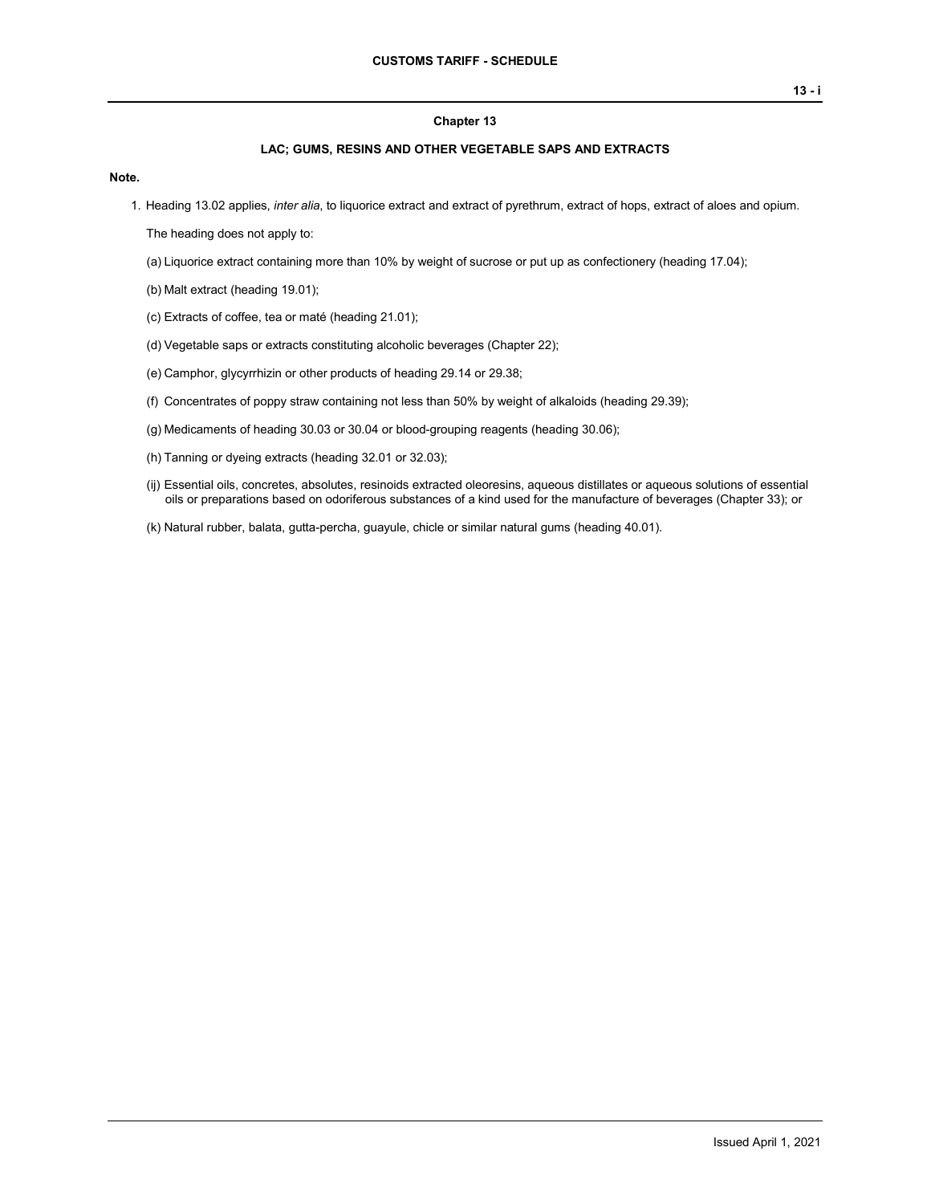## Chapter 13

### LAC; GUMS, RESINS AND OTHER VEGETABLE SAPS AND EXTRACTS

**Note.**

1. Heading 13.02 applies, *inter alia*, to liquorice extract and extract of pyrethrum, extract of hops, extract of aloes and opium.

   The heading does not apply to:

   (a) Liquorice extract containing more than 10% by weight of sucrose or put up as confectionery (heading 17.04);

   (b) Malt extract (heading 19.01);

   (c) Extracts of coffee, tea or maté (heading 21.01);

   (d) Vegetable saps or extracts constituting alcoholic beverages (Chapter 22);

   (e) Camphor, glycyrrhizin or other products of heading 29.14 or 29.38;

   (f) Concentrates of poppy straw containing not less than 50% by weight of alkaloids (heading 29.39);

   (g) Medicaments of heading 30.03 or 30.04 or blood-grouping reagents (heading 30.06);

   (h) Tanning or dyeing extracts (heading 32.01 or 32.03);

   (ij) Essential oils, concretes, absolutes, resinoids extracted oleoresins, aqueous distillates or aqueous solutions of essential oils or preparations based on odoriferous substances of a kind used for the manufacture of beverages (Chapter 33); or

   (k) Natural rubber, balata, gutta-percha, guayule, chicle or similar natural gums (heading 40.01).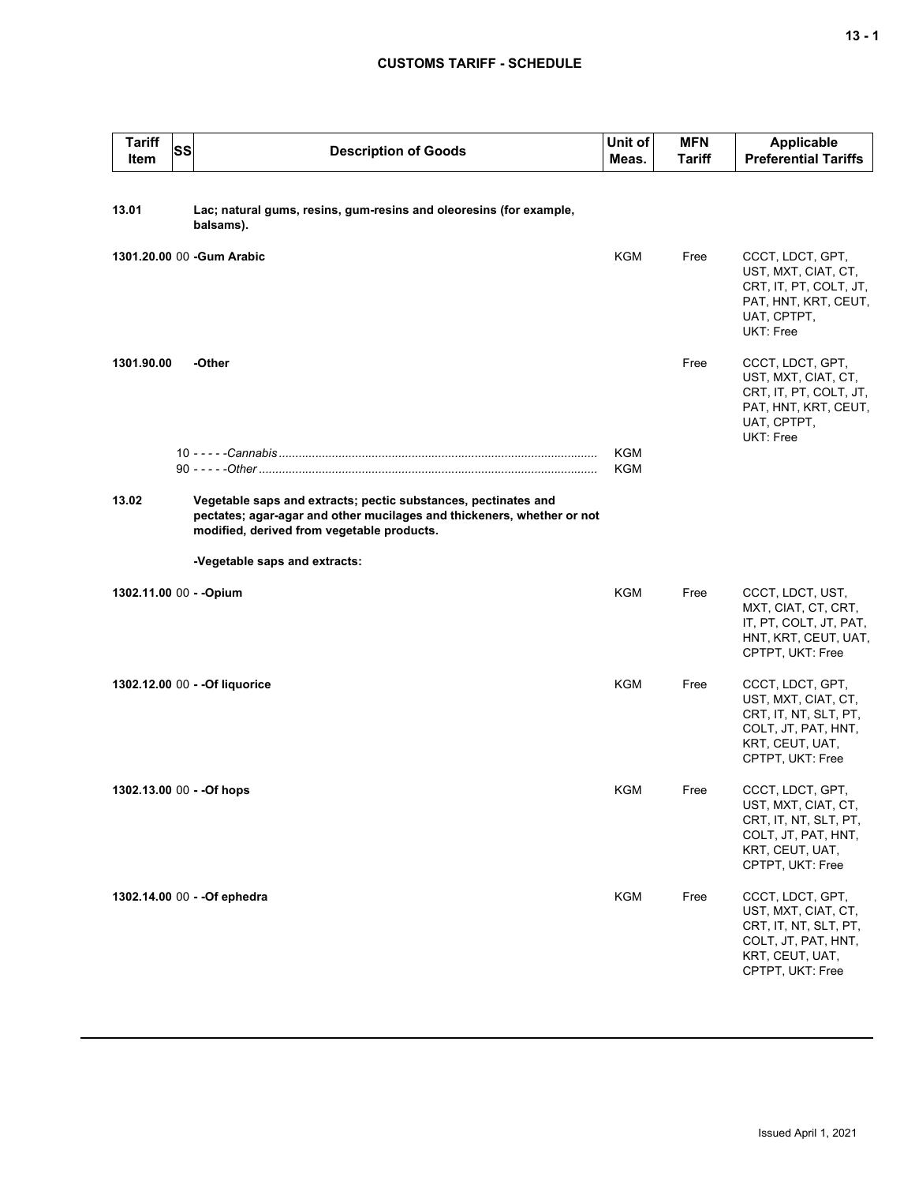| Tariff Item | SS | Description of Goods | Unit of Meas. | MFN Tariff | Applicable Preferential Tariffs |
|---|---|---|---|---|---|
| **13.01** | | **Lac; natural gums, resins, gum-resins and oleoresins (for example, balsams).** | | | |
| **1301.20.00** | 00 | **-Gum Arabic** | KGM | Free | CCCT, LDCT, GPT, UST, MXT, CIAT, CT, CRT, IT, PT, COLT, JT, PAT, HNT, KRT, CEUT, UAT, CPTPT, UKT: Free |
| **1301.90.00** | | **-Other** | | Free | CCCT, LDCT, GPT, UST, MXT, CIAT, CT, CRT, IT, PT, COLT, JT, PAT, HNT, KRT, CEUT, UAT, CPTPT, UKT: Free |
| | 10 | - - - - -*Cannabis* | KGM | | |
| | 90 | - - - - -*Other* | KGM | | |
| **13.02** | | **Vegetable saps and extracts; pectic substances, pectinates and pectates; agar-agar and other mucilages and thickeners, whether or not modified, derived from vegetable products.** | | | |
| | | **-Vegetable saps and extracts:** | | | |
| **1302.11.00** | 00 | **- -Opium** | KGM | Free | CCCT, LDCT, UST, MXT, CIAT, CT, CRT, IT, PT, COLT, JT, PAT, HNT, KRT, CEUT, UAT, CPTPT, UKT: Free |
| **1302.12.00** | 00 | **- -Of liquorice** | KGM | Free | CCCT, LDCT, GPT, UST, MXT, CIAT, CT, CRT, IT, NT, SLT, PT, COLT, JT, PAT, HNT, KRT, CEUT, UAT, CPTPT, UKT: Free |
| **1302.13.00** | 00 | **- -Of hops** | KGM | Free | CCCT, LDCT, GPT, UST, MXT, CIAT, CT, CRT, IT, NT, SLT, PT, COLT, JT, PAT, HNT, KRT, CEUT, UAT, CPTPT, UKT: Free |
| **1302.14.00** | 00 | **- -Of ephedra** | KGM | Free | CCCT, LDCT, GPT, UST, MXT, CIAT, CT, CRT, IT, NT, SLT, PT, COLT, JT, PAT, HNT, KRT, CEUT, UAT, CPTPT, UKT: Free |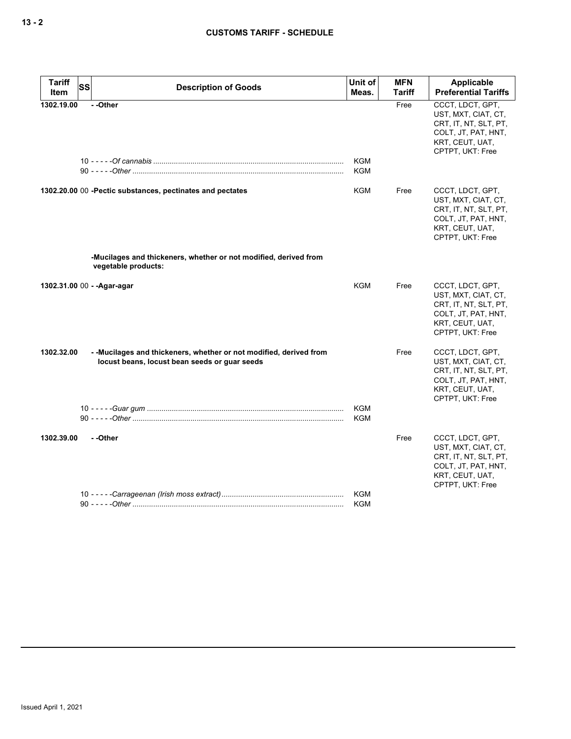| Tariff Item | SS | Description of Goods | Unit of Meas. | MFN Tariff | Applicable Preferential Tariffs |
|---|---|---|---|---|---|
| 1302.19.00 | | - -Other | | Free | CCCT, LDCT, GPT, UST, MXT, CIAT, CT, CRT, IT, NT, SLT, PT, COLT, JT, PAT, HNT, KRT, CEUT, UAT, CPTPT, UKT: Free |
| | 10 | - - - - -*Of cannabis* | KGM | | |
| | 90 | - - - - -*Other* | KGM | | |
| 1302.20.00 | 00 | -Pectic substances, pectinates and pectates | KGM | Free | CCCT, LDCT, GPT, UST, MXT, CIAT, CT, CRT, IT, NT, SLT, PT, COLT, JT, PAT, HNT, KRT, CEUT, UAT, CPTPT, UKT: Free |
| | | -Mucilages and thickeners, whether or not modified, derived from vegetable products: | | | |
| 1302.31.00 | 00 | - -Agar-agar | KGM | Free | CCCT, LDCT, GPT, UST, MXT, CIAT, CT, CRT, IT, NT, SLT, PT, COLT, JT, PAT, HNT, KRT, CEUT, UAT, CPTPT, UKT: Free |
| 1302.32.00 | | - -Mucilages and thickeners, whether or not modified, derived from locust beans, locust bean seeds or guar seeds | | Free | CCCT, LDCT, GPT, UST, MXT, CIAT, CT, CRT, IT, NT, SLT, PT, COLT, JT, PAT, HNT, KRT, CEUT, UAT, CPTPT, UKT: Free |
| | 10 | - - - - -*Guar gum* | KGM | | |
| | 90 | - - - - -*Other* | KGM | | |
| 1302.39.00 | | - -Other | | Free | CCCT, LDCT, GPT, UST, MXT, CIAT, CT, CRT, IT, NT, SLT, PT, COLT, JT, PAT, HNT, KRT, CEUT, UAT, CPTPT, UKT: Free |
| | 10 | - - - - -*Carrageenan (Irish moss extract)* | KGM | | |
| | 90 | - - - - -*Other* | KGM | | |